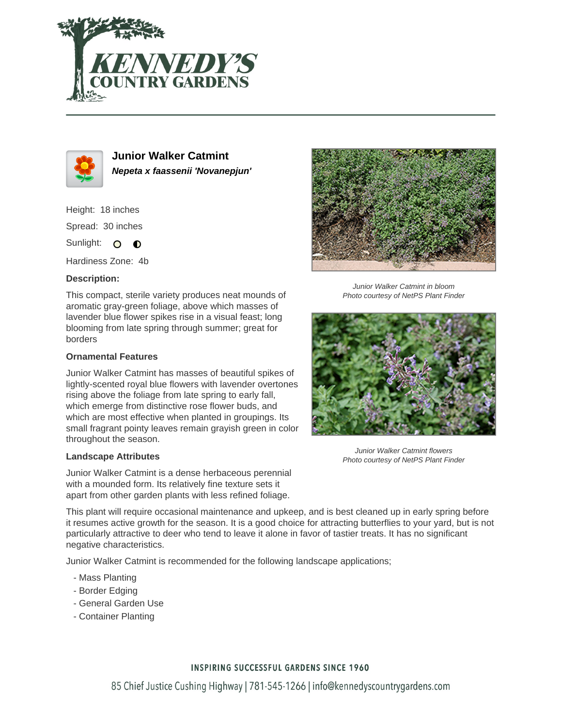# Junior Walker Catmint

***Nepeta x faassenii 'Novanepjun'***

Height: 18 inches

Spread: 30 inches

Sunlight:

Hardiness Zone: 4b

### Description:

This compact, sterile variety produces neat mounds of aromatic gray-green foliage, above which masses of lavender blue flower spikes rise in a visual feast; long blooming from late spring through summer; great for borders

### Ornamental Features

Junior Walker Catmint has masses of beautiful spikes of lightly-scented royal blue flowers with lavender overtones rising above the foliage from late spring to early fall, which emerge from distinctive rose flower buds, and which are most effective when planted in groupings. Its small fragrant pointy leaves remain grayish green in color throughout the season.

*Junior Walker Catmint in bloom*
*Photo courtesy of NetPS Plant Finder*

*Junior Walker Catmint flowers*
*Photo courtesy of NetPS Plant Finder*

### Landscape Attributes

Junior Walker Catmint is a dense herbaceous perennial with a mounded form. Its relatively fine texture sets it apart from other garden plants with less refined foliage.

This plant will require occasional maintenance and upkeep, and is best cleaned up in early spring before it resumes active growth for the season. It is a good choice for attracting butterflies to your yard, but is not particularly attractive to deer who tend to leave it alone in favor of tastier treats. It has no significant negative characteristics.

Junior Walker Catmint is recommended for the following landscape applications;

- Mass Planting
- Border Edging
- General Garden Use
- Container Planting

INSPIRING SUCCESSFUL GARDENS SINCE 1960

85 Chief Justice Cushing Highway | 781-545-1266 | info@kennedyscountrygardens.com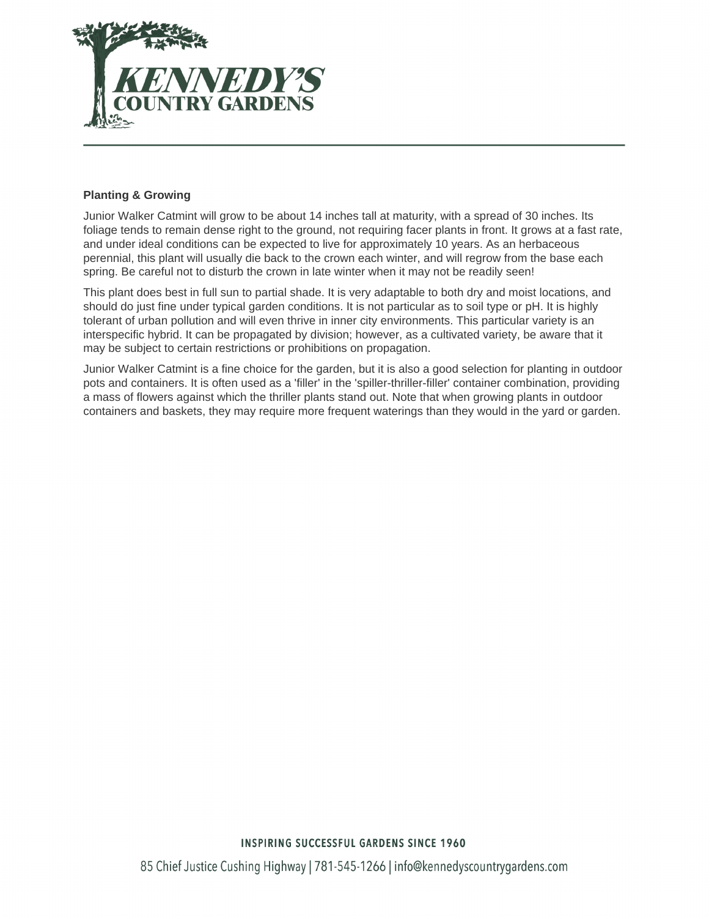**Planting & Growing**

Junior Walker Catmint will grow to be about 14 inches tall at maturity, with a spread of 30 inches. Its foliage tends to remain dense right to the ground, not requiring facer plants in front. It grows at a fast rate, and under ideal conditions can be expected to live for approximately 10 years. As an herbaceous perennial, this plant will usually die back to the crown each winter, and will regrow from the base each spring. Be careful not to disturb the crown in late winter when it may not be readily seen!

This plant does best in full sun to partial shade. It is very adaptable to both dry and moist locations, and should do just fine under typical garden conditions. It is not particular as to soil type or pH. It is highly tolerant of urban pollution and will even thrive in inner city environments. This particular variety is an interspecific hybrid. It can be propagated by division; however, as a cultivated variety, be aware that it may be subject to certain restrictions or prohibitions on propagation.

Junior Walker Catmint is a fine choice for the garden, but it is also a good selection for planting in outdoor pots and containers. It is often used as a 'filler' in the 'spiller-thriller-filler' container combination, providing a mass of flowers against which the thriller plants stand out. Note that when growing plants in outdoor containers and baskets, they may require more frequent waterings than they would in the yard or garden.